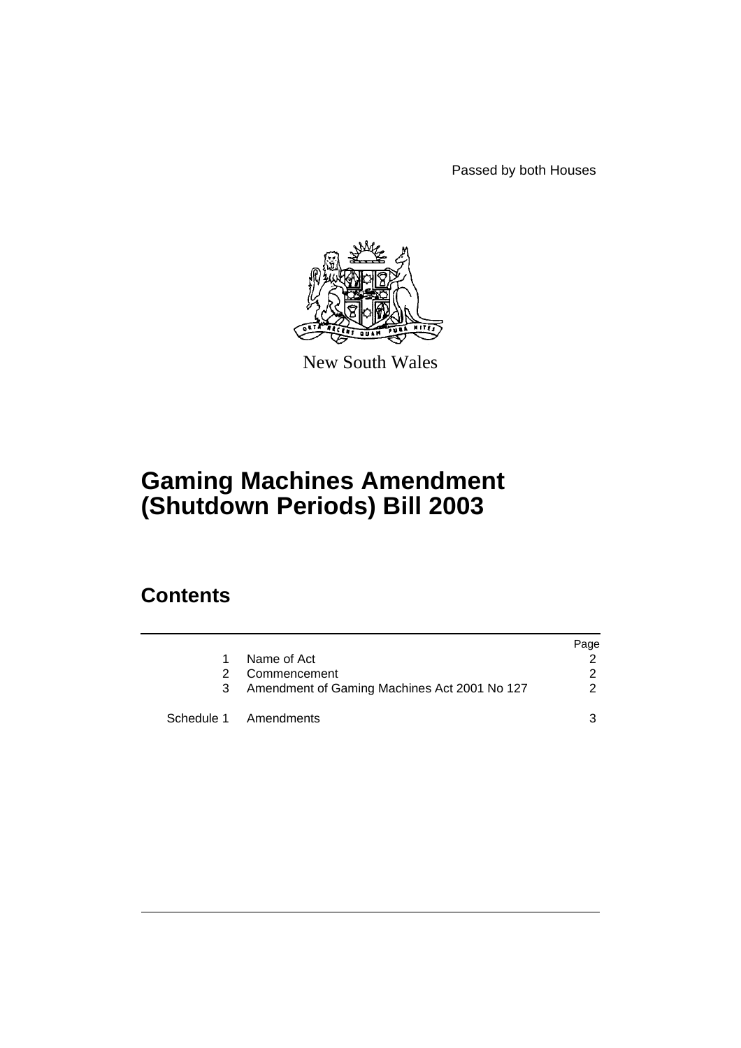Passed by both Houses

New South Wales

# Gaming Machines Amendment (Shutdown Periods) Bill 2003

## Contents

| | | Page |
|---|---|---|
| 1 | Name of Act | 2 |
| 2 | Commencement | 2 |
| 3 | Amendment of Gaming Machines Act 2001 No 127 | 2 |
| Schedule 1 | Amendments | 3 |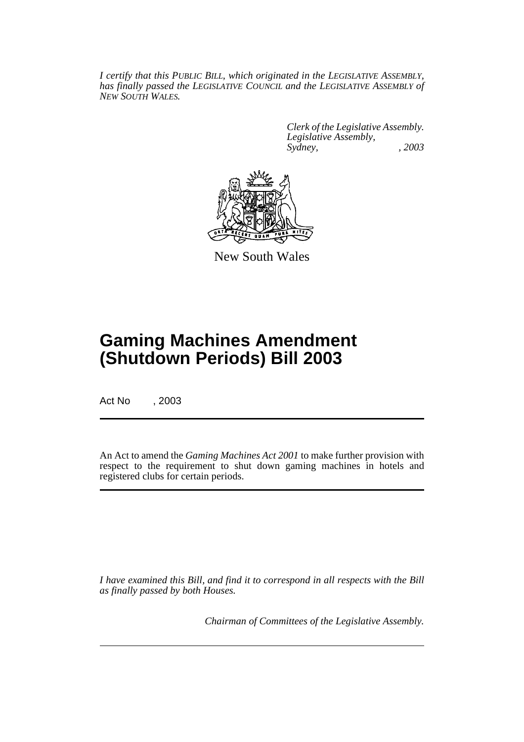*I certify that this PUBLIC BILL, which originated in the LEGISLATIVE ASSEMBLY, has finally passed the LEGISLATIVE COUNCIL and the LEGISLATIVE ASSEMBLY of NEW SOUTH WALES.*

*Clerk of the Legislative Assembly.*
*Legislative Assembly,*
*Sydney, , 2003*

New South Wales

# Gaming Machines Amendment (Shutdown Periods) Bill 2003

Act No , 2003

An Act to amend the *Gaming Machines Act 2001* to make further provision with respect to the requirement to shut down gaming machines in hotels and registered clubs for certain periods.

*I have examined this Bill, and find it to correspond in all respects with the Bill as finally passed by both Houses.*

*Chairman of Committees of the Legislative Assembly.*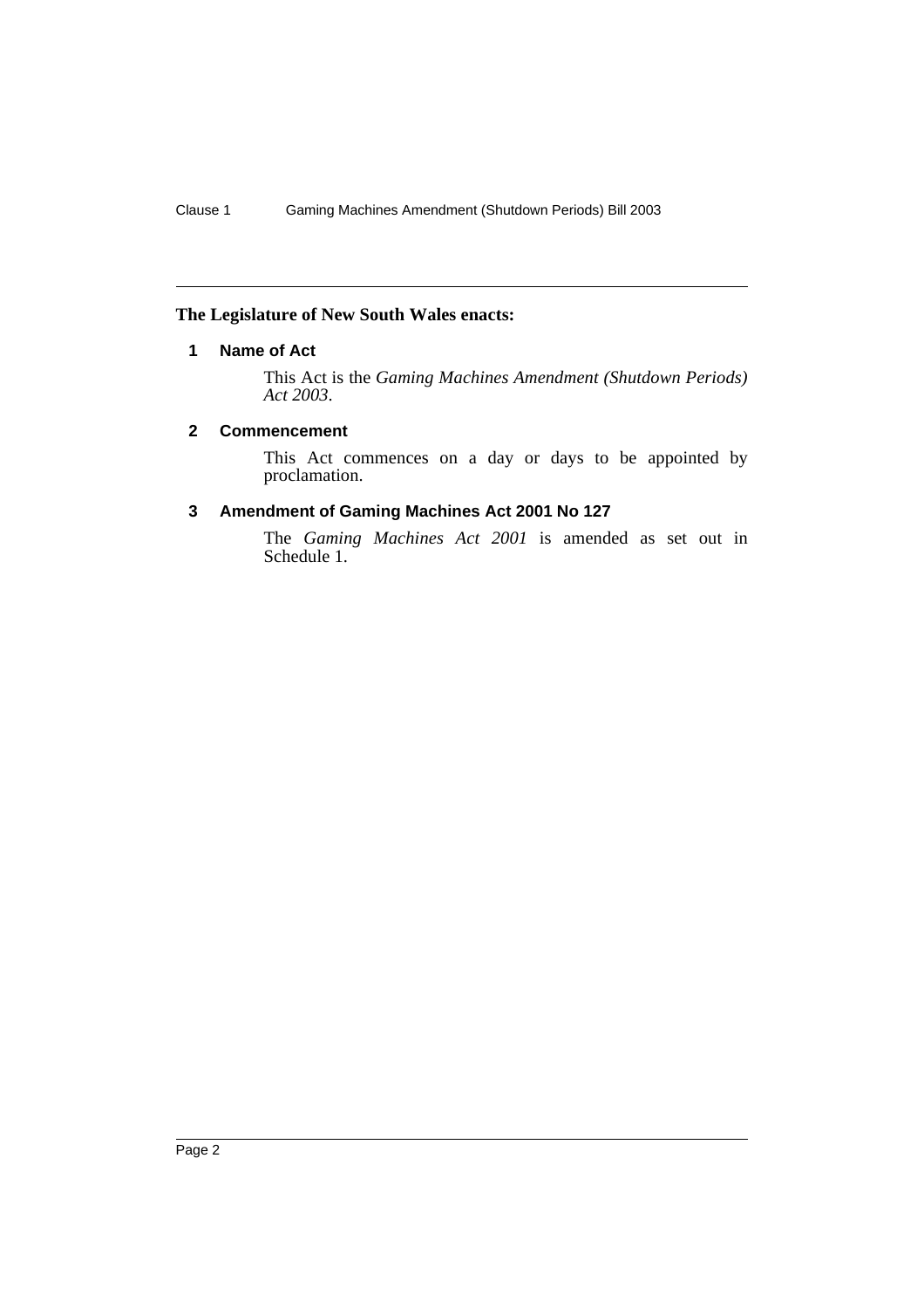**The Legislature of New South Wales enacts:**

## 1 Name of Act

This Act is the *Gaming Machines Amendment (Shutdown Periods) Act 2003*.

## 2 Commencement

This Act commences on a day or days to be appointed by proclamation.

## 3 Amendment of Gaming Machines Act 2001 No 127

The *Gaming Machines Act 2001* is amended as set out in Schedule 1.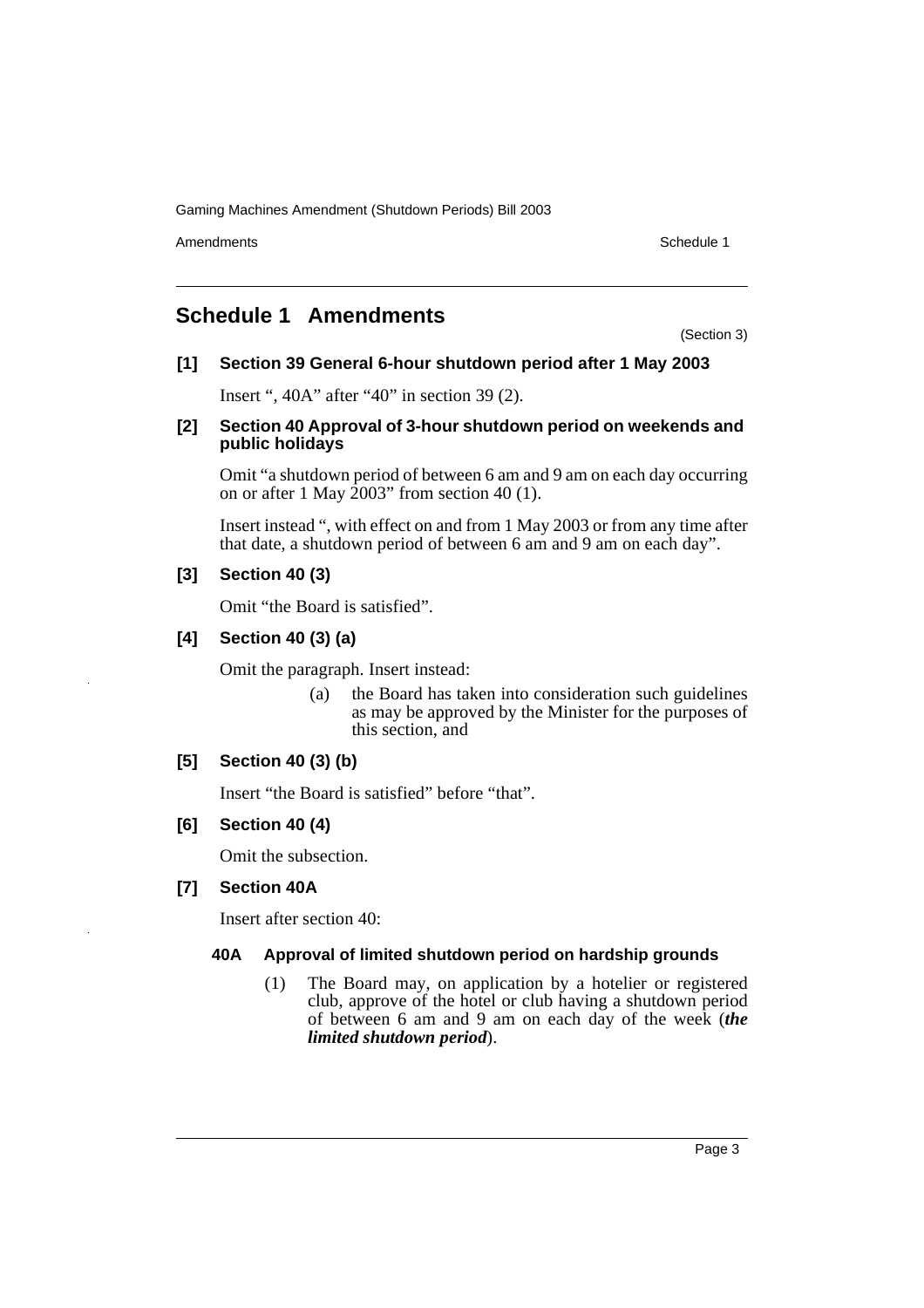# Schedule 1 Amendments

(Section 3)

**[1] Section 39 General 6-hour shutdown period after 1 May 2003**

Insert ", 40A" after "40" in section 39 (2).

**[2] Section 40 Approval of 3-hour shutdown period on weekends and public holidays**

Omit "a shutdown period of between 6 am and 9 am on each day occurring on or after 1 May 2003" from section 40 (1).

Insert instead ", with effect on and from 1 May 2003 or from any time after that date, a shutdown period of between 6 am and 9 am on each day".

**[3] Section 40 (3)**

Omit "the Board is satisfied".

**[4] Section 40 (3) (a)**

Omit the paragraph. Insert instead:

> (a) the Board has taken into consideration such guidelines as may be approved by the Minister for the purposes of this section, and

**[5] Section 40 (3) (b)**

Insert "the Board is satisfied" before "that".

**[6] Section 40 (4)**

Omit the subsection.

**[7] Section 40A**

Insert after section 40:

> **40A Approval of limited shutdown period on hardship grounds**
>
> (1) The Board may, on application by a hotelier or registered club, approve of the hotel or club having a shutdown period of between 6 am and 9 am on each day of the week (***the limited shutdown period***).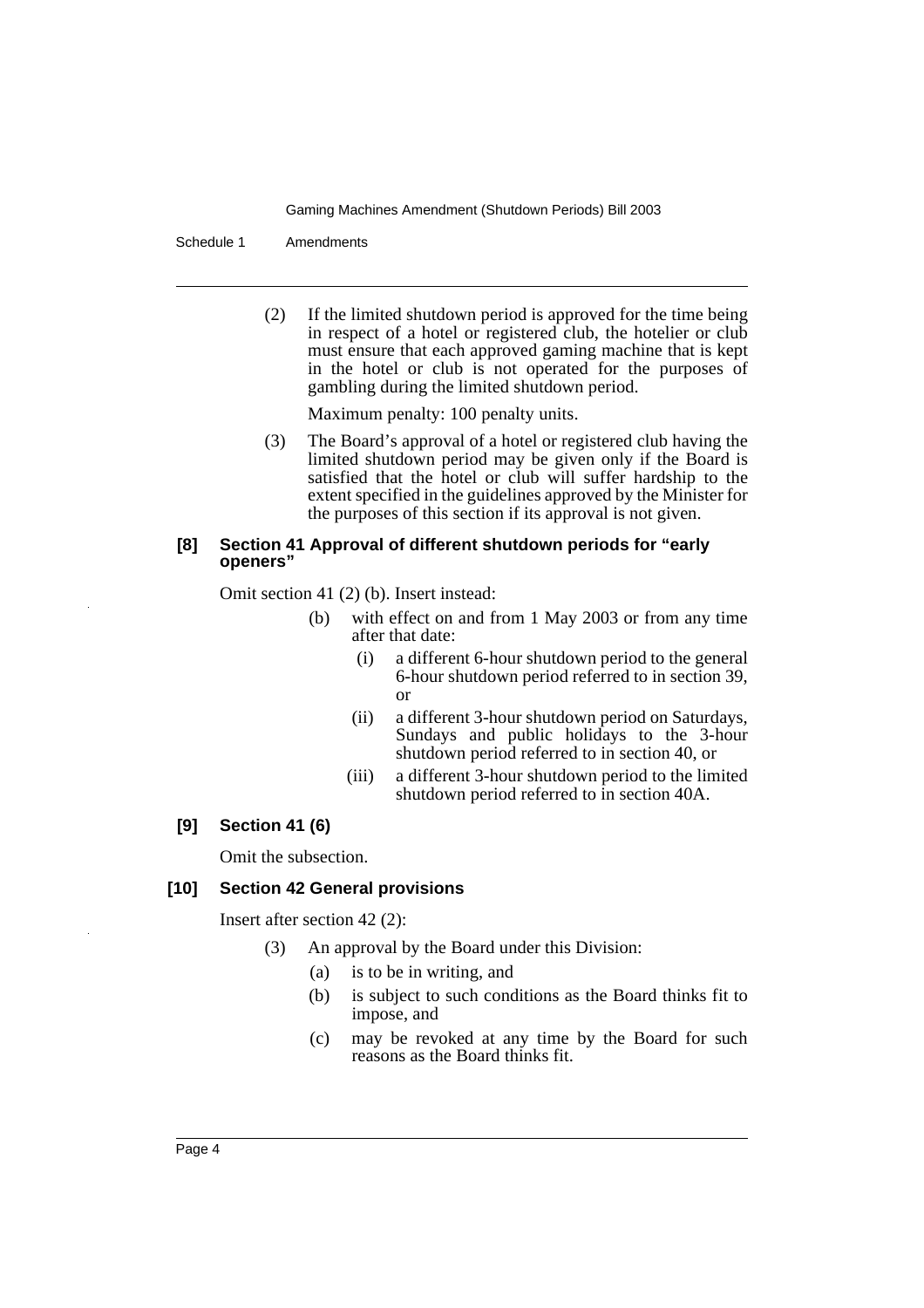(2) If the limited shutdown period is approved for the time being in respect of a hotel or registered club, the hotelier or club must ensure that each approved gaming machine that is kept in the hotel or club is not operated for the purposes of gambling during the limited shutdown period.

Maximum penalty: 100 penalty units.

(3) The Board's approval of a hotel or registered club having the limited shutdown period may be given only if the Board is satisfied that the hotel or club will suffer hardship to the extent specified in the guidelines approved by the Minister for the purposes of this section if its approval is not given.

### [8] Section 41 Approval of different shutdown periods for "early openers"

Omit section 41 (2) (b). Insert instead:

- (b) with effect on and from 1 May 2003 or from any time after that date:
  - (i) a different 6-hour shutdown period to the general 6-hour shutdown period referred to in section 39, or
  - (ii) a different 3-hour shutdown period on Saturdays, Sundays and public holidays to the 3-hour shutdown period referred to in section 40, or
  - (iii) a different 3-hour shutdown period to the limited shutdown period referred to in section 40A.

### [9] Section 41 (6)

Omit the subsection.

### [10] Section 42 General provisions

Insert after section 42 (2):

(3) An approval by the Board under this Division:

- (a) is to be in writing, and
- (b) is subject to such conditions as the Board thinks fit to impose, and
- (c) may be revoked at any time by the Board for such reasons as the Board thinks fit.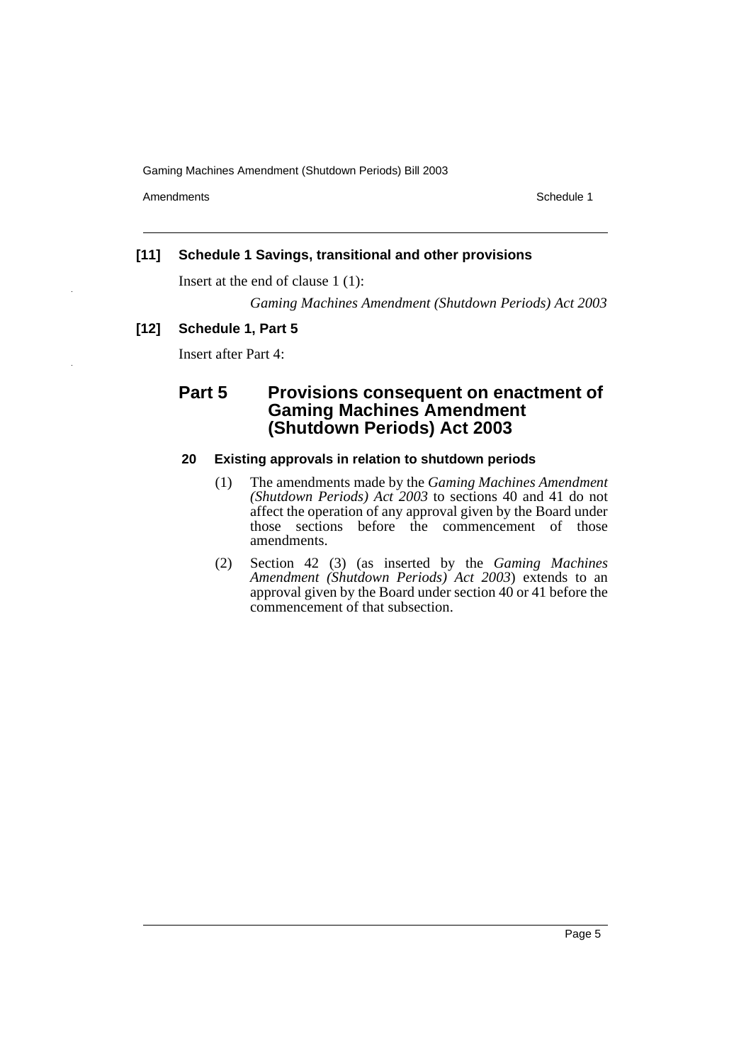**[11] Schedule 1 Savings, transitional and other provisions**

Insert at the end of clause 1 (1):

*Gaming Machines Amendment (Shutdown Periods) Act 2003*

**[12] Schedule 1, Part 5**

Insert after Part 4:

## Part 5 Provisions consequent on enactment of Gaming Machines Amendment (Shutdown Periods) Act 2003

### 20 Existing approvals in relation to shutdown periods

(1) The amendments made by the *Gaming Machines Amendment (Shutdown Periods) Act 2003* to sections 40 and 41 do not affect the operation of any approval given by the Board under those sections before the commencement of those amendments.

(2) Section 42 (3) (as inserted by the *Gaming Machines Amendment (Shutdown Periods) Act 2003*) extends to an approval given by the Board under section 40 or 41 before the commencement of that subsection.